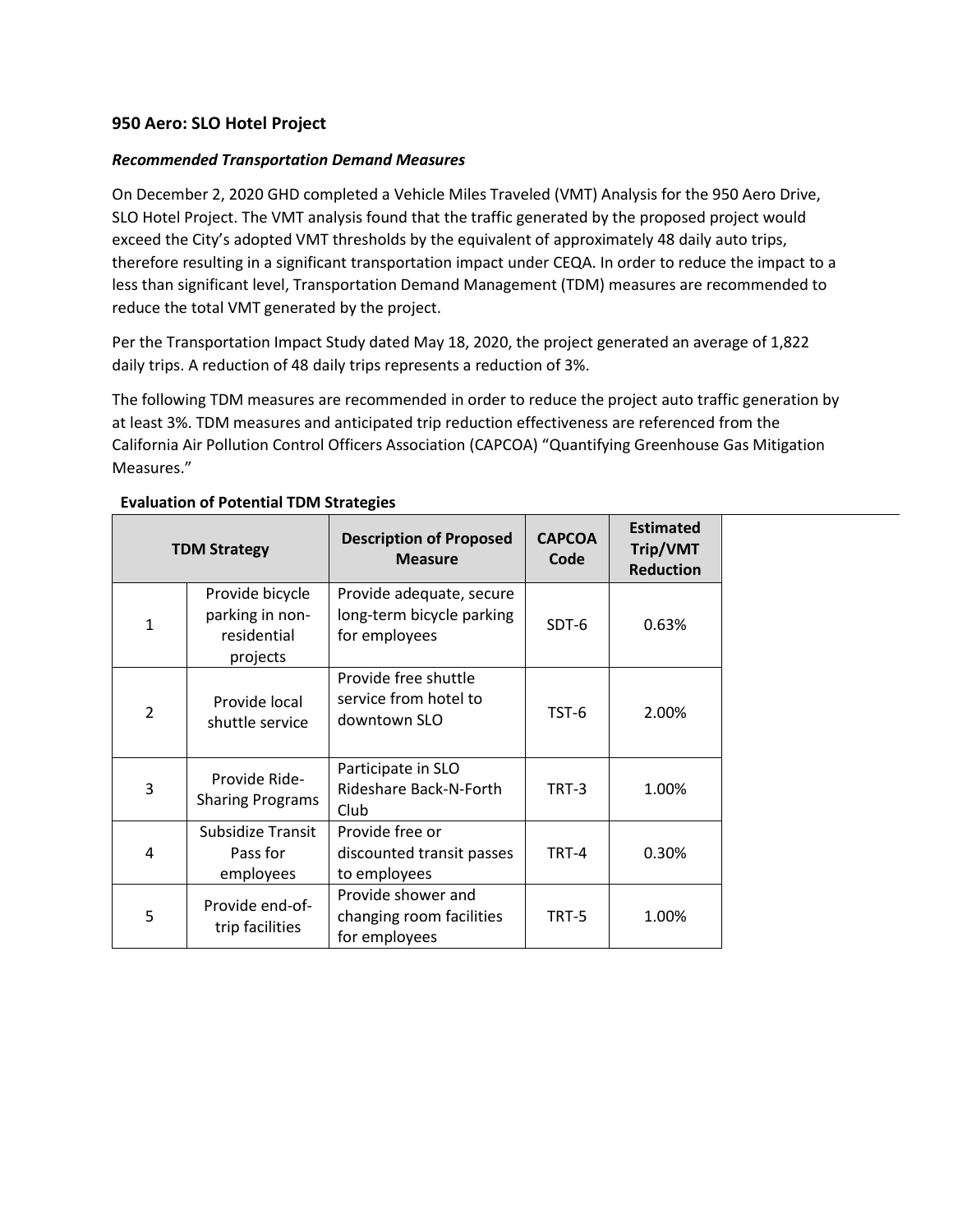## 950 Aero: SLO Hotel Project

### *Recommended Transportation Demand Measures*

On December 2, 2020 GHD completed a Vehicle Miles Traveled (VMT) Analysis for the 950 Aero Drive, SLO Hotel Project. The VMT analysis found that the traffic generated by the proposed project would exceed the City's adopted VMT thresholds by the equivalent of approximately 48 daily auto trips, therefore resulting in a significant transportation impact under CEQA. In order to reduce the impact to a less than significant level, Transportation Demand Management (TDM) measures are recommended to reduce the total VMT generated by the project.

Per the Transportation Impact Study dated May 18, 2020, the project generated an average of 1,822 daily trips. A reduction of 48 daily trips represents a reduction of 3%.

The following TDM measures are recommended in order to reduce the project auto traffic generation by at least 3%. TDM measures and anticipated trip reduction effectiveness are referenced from the California Air Pollution Control Officers Association (CAPCOA) "Quantifying Greenhouse Gas Mitigation Measures."

**Evaluation of Potential TDM Strategies**

| TDM Strategy | | Description of Proposed Measure | CAPCOA Code | Estimated Trip/VMT Reduction |
|---|---|---|---|---|
| 1 | Provide bicycle parking in non-residential projects | Provide adequate, secure long-term bicycle parking for employees | SDT-6 | 0.63% |
| 2 | Provide local shuttle service | Provide free shuttle service from hotel to downtown SLO | TST-6 | 2.00% |
| 3 | Provide Ride-Sharing Programs | Participate in SLO Rideshare Back-N-Forth Club | TRT-3 | 1.00% |
| 4 | Subsidize Transit Pass for employees | Provide free or discounted transit passes to employees | TRT-4 | 0.30% |
| 5 | Provide end-of-trip facilities | Provide shower and changing room facilities for employees | TRT-5 | 1.00% |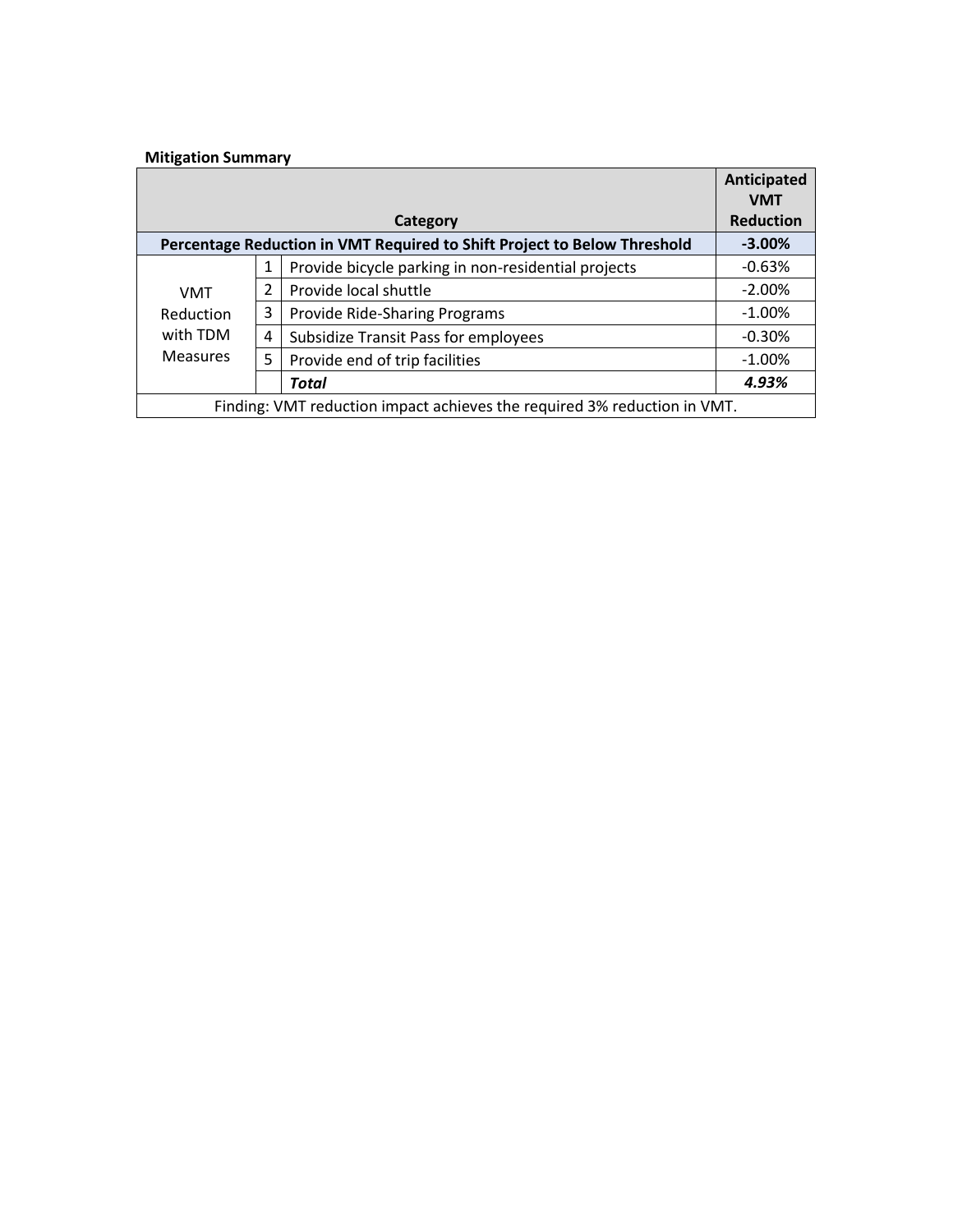**Mitigation Summary**

| Category | | | Anticipated VMT Reduction |
|---|---|---|---|
| **Percentage Reduction in VMT Required to Shift Project to Below Threshold** | | | **-3.00%** |
| VMT Reduction with TDM Measures | 1 | Provide bicycle parking in non-residential projects | -0.63% |
| | 2 | Provide local shuttle | -2.00% |
| | 3 | Provide Ride-Sharing Programs | -1.00% |
| | 4 | Subsidize Transit Pass for employees | -0.30% |
| | 5 | Provide end of trip facilities | -1.00% |
| | | ***Total*** | ***4.93%*** |
| Finding: VMT reduction impact achieves the required 3% reduction in VMT. | | | |